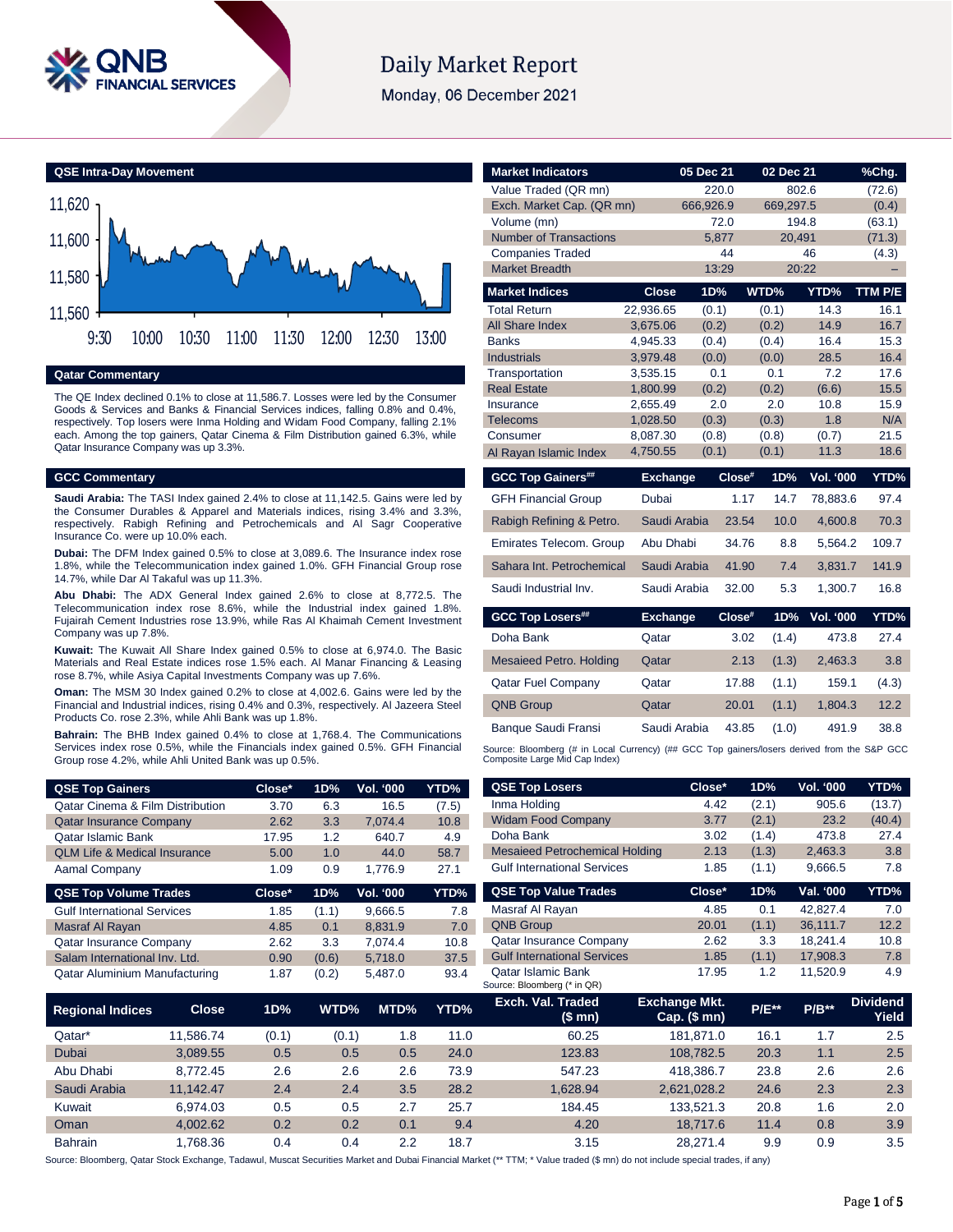# Daily Market Report

Monday, 06 December 2021

## QSE Intra-Day Movement

## Qatar Commentary

The QE Index declined 0.1% to close at 11,586.7. Losses were led by the Consumer Goods & Services and Banks & Financial Services indices, falling 0.8% and 0.4%, respectively. Top losers were Inma Holding and Widam Food Company, falling 2.1% each. Among the top gainers, Qatar Cinema & Film Distribution gained 6.3%, while Qatar Insurance Company was up 3.3%.

## GCC Commentary

**Saudi Arabia:** The TASI Index gained 2.4% to close at 11,142.5. Gains were led by the Consumer Durables & Apparel and Materials indices, rising 3.4% and 3.3%, respectively. Rabigh Refining and Petrochemicals and Al Sagr Cooperative Insurance Co. were up 10.0% each.

**Dubai:** The DFM Index gained 0.5% to close at 3,089.6. The Insurance index rose 1.8%, while the Telecommunication index gained 1.0%. GFH Financial Group rose 14.7%, while Dar Al Takaful was up 11.3%.

**Abu Dhabi:** The ADX General Index gained 2.6% to close at 8,772.5. The Telecommunication index rose 8.6%, while the Industrial index gained 1.8%. Fujairah Cement Industries rose 13.9%, while Ras Al Khaimah Cement Investment Company was up 7.8%.

**Kuwait:** The Kuwait All Share Index gained 0.5% to close at 6,974.0. The Basic Materials and Real Estate indices rose 1.5% each. Al Manar Financing & Leasing rose 8.7%, while Asiya Capital Investments Company was up 7.6%.

**Oman:** The MSM 30 Index gained 0.2% to close at 4,002.6. Gains were led by the Financial and Industrial indices, rising 0.4% and 0.3%, respectively. Al Jazeera Steel Products Co. rose 2.3%, while Ahli Bank was up 1.8%.

**Bahrain:** The BHB Index gained 0.4% to close at 1,768.4. The Communications Services index rose 0.5%, while the Financials index gained 0.5%. GFH Financial Group rose 4.2%, while Ahli United Bank was up 0.5%.

| QSE Top Gainers | Close* | 1D% | Vol. '000 | YTD% |
|---|---|---|---|---|
| Qatar Cinema & Film Distribution | 3.70 | 6.3 | 16.5 | (7.5) |
| Qatar Insurance Company | 2.62 | 3.3 | 7,074.4 | 10.8 |
| Qatar Islamic Bank | 17.95 | 1.2 | 640.7 | 4.9 |
| QLM Life & Medical Insurance | 5.00 | 1.0 | 44.0 | 58.7 |
| Aamal Company | 1.09 | 0.9 | 1,776.9 | 27.1 |

| QSE Top Volume Trades | Close* | 1D% | Vol. '000 | YTD% |
|---|---|---|---|---|
| Gulf International Services | 1.85 | (1.1) | 9,666.5 | 7.8 |
| Masraf Al Rayan | 4.85 | 0.1 | 8,831.9 | 7.0 |
| Qatar Insurance Company | 2.62 | 3.3 | 7,074.4 | 10.8 |
| Salam International Inv. Ltd. | 0.90 | (0.6) | 5,718.0 | 37.5 |
| Qatar Aluminium Manufacturing | 1.87 | (0.2) | 5,487.0 | 93.4 |

| Market Indicators | 05 Dec 21 | 02 Dec 21 | %Chg. |
|---|---|---|---|
| Value Traded (QR mn) | 220.0 | 802.6 | (72.6) |
| Exch. Market Cap. (QR mn) | 666,926.9 | 669,297.5 | (0.4) |
| Volume (mn) | 72.0 | 194.8 | (63.1) |
| Number of Transactions | 5,877 | 20,491 | (71.3) |
| Companies Traded | 44 | 46 | (4.3) |
| Market Breadth | 13:29 | 20:22 | – |

| Market Indices | Close | 1D% | WTD% | YTD% | TTM P/E |
|---|---|---|---|---|---|
| Total Return | 22,936.65 | (0.1) | (0.1) | 14.3 | 16.1 |
| All Share Index | 3,675.06 | (0.2) | (0.2) | 14.9 | 16.7 |
| Banks | 4,945.33 | (0.4) | (0.4) | 16.4 | 15.3 |
| Industrials | 3,979.48 | (0.0) | (0.0) | 28.5 | 16.4 |
| Transportation | 3,535.15 | 0.1 | 0.1 | 7.2 | 17.6 |
| Real Estate | 1,800.99 | (0.2) | (0.2) | (6.6) | 15.5 |
| Insurance | 2,655.49 | 2.0 | 2.0 | 10.8 | 15.9 |
| Telecoms | 1,028.50 | (0.3) | (0.3) | 1.8 | N/A |
| Consumer | 8,087.30 | (0.8) | (0.8) | (0.7) | 21.5 |
| Al Rayan Islamic Index | 4,750.55 | (0.1) | (0.1) | 11.3 | 18.6 |

| GCC Top Gainers## | Exchange | Close# | 1D% | Vol. '000 | YTD% |
|---|---|---|---|---|---|
| GFH Financial Group | Dubai | 1.17 | 14.7 | 78,883.6 | 97.4 |
| Rabigh Refining & Petro. | Saudi Arabia | 23.54 | 10.0 | 4,600.8 | 70.3 |
| Emirates Telecom. Group | Abu Dhabi | 34.76 | 8.8 | 5,564.2 | 109.7 |
| Sahara Int. Petrochemical | Saudi Arabia | 41.90 | 7.4 | 3,831.7 | 141.9 |
| Saudi Industrial Inv. | Saudi Arabia | 32.00 | 5.3 | 1,300.7 | 16.8 |

| GCC Top Losers## | Exchange | Close# | 1D% | Vol. '000 | YTD% |
|---|---|---|---|---|---|
| Doha Bank | Qatar | 3.02 | (1.4) | 473.8 | 27.4 |
| Mesaieed Petro. Holding | Qatar | 2.13 | (1.3) | 2,463.3 | 3.8 |
| Qatar Fuel Company | Qatar | 17.88 | (1.1) | 159.1 | (4.3) |
| QNB Group | Qatar | 20.01 | (1.1) | 1,804.3 | 12.2 |
| Banque Saudi Fransi | Saudi Arabia | 43.85 | (1.0) | 491.9 | 38.8 |

Source: Bloomberg (# in Local Currency) (## GCC Top gainers/losers derived from the S&P GCC Composite Large Mid Cap Index)

| QSE Top Losers | Close* | 1D% | Vol. '000 | YTD% |
|---|---|---|---|---|
| Inma Holding | 4.42 | (2.1) | 905.6 | (13.7) |
| Widam Food Company | 3.77 | (2.1) | 23.2 | (40.4) |
| Doha Bank | 3.02 | (1.4) | 473.8 | 27.4 |
| Mesaieed Petrochemical Holding | 2.13 | (1.3) | 2,463.3 | 3.8 |
| Gulf International Services | 1.85 | (1.1) | 9,666.5 | 7.8 |

| QSE Top Value Trades | Close* | 1D% | Val. '000 | YTD% |
|---|---|---|---|---|
| Masraf Al Rayan | 4.85 | 0.1 | 42,827.4 | 7.0 |
| QNB Group | 20.01 | (1.1) | 36,111.7 | 12.2 |
| Qatar Insurance Company | 2.62 | 3.3 | 18,241.4 | 10.8 |
| Gulf International Services | 1.85 | (1.1) | 17,908.3 | 7.8 |
| Qatar Islamic Bank | 17.95 | 1.2 | 11,520.9 | 4.9 |

Source: Bloomberg (* in QR)

| Regional Indices | Close | 1D% | WTD% | MTD% | YTD% | Exch. Val. Traded ($ mn) | Exchange Mkt. Cap. ($ mn) | P/E** | P/B** | Dividend Yield |
|---|---|---|---|---|---|---|---|---|---|---|
| Qatar* | 11,586.74 | (0.1) | (0.1) | 1.8 | 11.0 | 60.25 | 181,871.0 | 16.1 | 1.7 | 2.5 |
| Dubai | 3,089.55 | 0.5 | 0.5 | 0.5 | 24.0 | 123.83 | 108,782.5 | 20.3 | 1.1 | 2.5 |
| Abu Dhabi | 8,772.45 | 2.6 | 2.6 | 2.6 | 73.9 | 547.23 | 418,386.7 | 23.8 | 2.6 | 2.6 |
| Saudi Arabia | 11,142.47 | 2.4 | 2.4 | 3.5 | 28.2 | 1,628.94 | 2,621,028.2 | 24.6 | 2.3 | 2.3 |
| Kuwait | 6,974.03 | 0.5 | 0.5 | 2.7 | 25.7 | 184.45 | 133,521.3 | 20.8 | 1.6 | 2.0 |
| Oman | 4,002.62 | 0.2 | 0.2 | 0.1 | 9.4 | 4.20 | 18,717.6 | 11.4 | 0.8 | 3.9 |
| Bahrain | 1,768.36 | 0.4 | 0.4 | 2.2 | 18.7 | 3.15 | 28,271.4 | 9.9 | 0.9 | 3.5 |

Source: Bloomberg, Qatar Stock Exchange, Tadawul, Muscat Securities Market and Dubai Financial Market (** TTM; * Value traded ($ mn) do not include special trades, if any)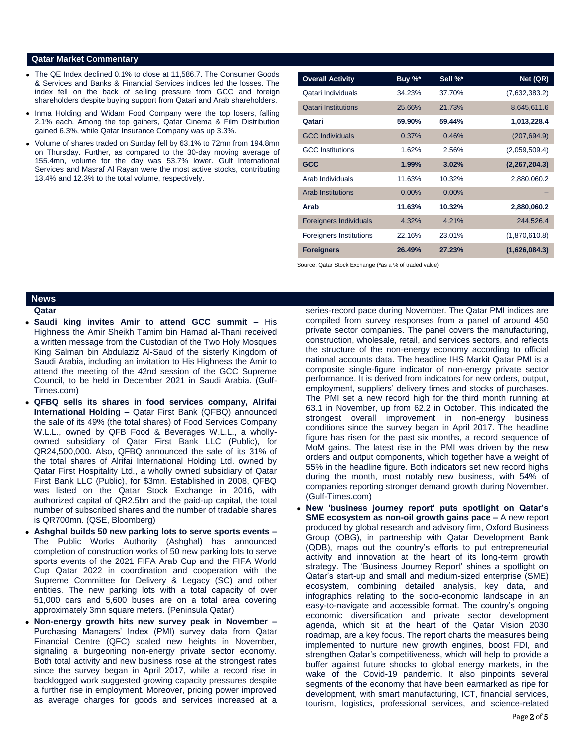## Qatar Market Commentary

- The QE Index declined 0.1% to close at 11,586.7. The Consumer Goods & Services and Banks & Financial Services indices led the losses. The index fell on the back of selling pressure from GCC and foreign shareholders despite buying support from Qatari and Arab shareholders.
- Inma Holding and Widam Food Company were the top losers, falling 2.1% each. Among the top gainers, Qatar Cinema & Film Distribution gained 6.3%, while Qatar Insurance Company was up 3.3%.
- Volume of shares traded on Sunday fell by 63.1% to 72mn from 194.8mn on Thursday. Further, as compared to the 30-day moving average of 155.4mn, volume for the day was 53.7% lower. Gulf International Services and Masraf Al Rayan were the most active stocks, contributing 13.4% and 12.3% to the total volume, respectively.

| Overall Activity | Buy %* | Sell %* | Net (QR) |
|---|---|---|---|
| Qatari Individuals | 34.23% | 37.70% | (7,632,383.2) |
| Qatari Institutions | 25.66% | 21.73% | 8,645,611.6 |
| **Qatari** | **59.90%** | **59.44%** | **1,013,228.4** |
| GCC Individuals | 0.37% | 0.46% | (207,694.9) |
| GCC Institutions | 1.62% | 2.56% | (2,059,509.4) |
| **GCC** | **1.99%** | **3.02%** | **(2,267,204.3)** |
| Arab Individuals | 11.63% | 10.32% | 2,880,060.2 |
| Arab Institutions | 0.00% | 0.00% | – |
| **Arab** | **11.63%** | **10.32%** | **2,880,060.2** |
| Foreigners Individuals | 4.32% | 4.21% | 244,526.4 |
| Foreigners Institutions | 22.16% | 23.01% | (1,870,610.8) |
| **Foreigners** | **26.49%** | **27.23%** | **(1,626,084.3)** |

Source: Qatar Stock Exchange (*as a % of traded value)

## News

### Qatar

- **Saudi king invites Amir to attend GCC summit –** His Highness the Amir Sheikh Tamim bin Hamad al-Thani received a written message from the Custodian of the Two Holy Mosques King Salman bin Abdulaziz Al-Saud of the sisterly Kingdom of Saudi Arabia, including an invitation to His Highness the Amir to attend the meeting of the 42nd session of the GCC Supreme Council, to be held in December 2021 in Saudi Arabia. (Gulf-Times.com)
- **QFBQ sells its shares in food services company, Alrifai International Holding –** Qatar First Bank (QFBQ) announced the sale of its 49% (the total shares) of Food Services Company W.L.L., owned by QFB Food & Beverages W.L.L., a wholly-owned subsidiary of Qatar First Bank LLC (Public), for QR24,500,000. Also, QFBQ announced the sale of its 31% of the total shares of Alrifai International Holding Ltd. owned by Qatar First Hospitality Ltd., a wholly owned subsidiary of Qatar First Bank LLC (Public), for $3mn. Established in 2008, QFBQ was listed on the Qatar Stock Exchange in 2016, with authorized capital of QR2.5bn and the paid-up capital, the total number of subscribed shares and the number of tradable shares is QR700mn. (QSE, Bloomberg)
- **Ashghal builds 50 new parking lots to serve sports events –** The Public Works Authority (Ashghal) has announced completion of construction works of 50 new parking lots to serve sports events of the 2021 FIFA Arab Cup and the FIFA World Cup Qatar 2022 in coordination and cooperation with the Supreme Committee for Delivery & Legacy (SC) and other entities. The new parking lots with a total capacity of over 51,000 cars and 5,600 buses are on a total area covering approximately 3mn square meters. (Peninsula Qatar)
- **Non-energy growth hits new survey peak in November –** Purchasing Managers' Index (PMI) survey data from Qatar Financial Centre (QFC) scaled new heights in November, signaling a burgeoning non-energy private sector economy. Both total activity and new business rose at the strongest rates since the survey began in April 2017, while a record rise in backlogged work suggested growing capacity pressures despite a further rise in employment. Moreover, pricing power improved as average charges for goods and services increased at a series-record pace during November. The Qatar PMI indices are compiled from survey responses from a panel of around 450 private sector companies. The panel covers the manufacturing, construction, wholesale, retail, and services sectors, and reflects the structure of the non-energy economy according to official national accounts data. The headline IHS Markit Qatar PMI is a composite single-figure indicator of non-energy private sector performance. It is derived from indicators for new orders, output, employment, suppliers' delivery times and stocks of purchases. The PMI set a new record high for the third month running at 63.1 in November, up from 62.2 in October. This indicated the strongest overall improvement in non-energy business conditions since the survey began in April 2017. The headline figure has risen for the past six months, a record sequence of MoM gains. The latest rise in the PMI was driven by the new orders and output components, which together have a weight of 55% in the headline figure. Both indicators set new record highs during the month, most notably new business, with 54% of companies reporting stronger demand growth during November. (Gulf-Times.com)
- **New 'business journey report' puts spotlight on Qatar's SME ecosystem as non-oil growth gains pace –** A new report produced by global research and advisory firm, Oxford Business Group (OBG), in partnership with Qatar Development Bank (QDB), maps out the country's efforts to put entrepreneurial activity and innovation at the heart of its long-term growth strategy. The 'Business Journey Report' shines a spotlight on Qatar's start-up and small and medium-sized enterprise (SME) ecosystem, combining detailed analysis, key data, and infographics relating to the socio-economic landscape in an easy-to-navigate and accessible format. The country's ongoing economic diversification and private sector development agenda, which sit at the heart of the Qatar Vision 2030 roadmap, are a key focus. The report charts the measures being implemented to nurture new growth engines, boost FDI, and strengthen Qatar's competitiveness, which will help to provide a buffer against future shocks to global energy markets, in the wake of the Covid-19 pandemic. It also pinpoints several segments of the economy that have been earmarked as ripe for development, with smart manufacturing, ICT, financial services, tourism, logistics, professional services, and science-related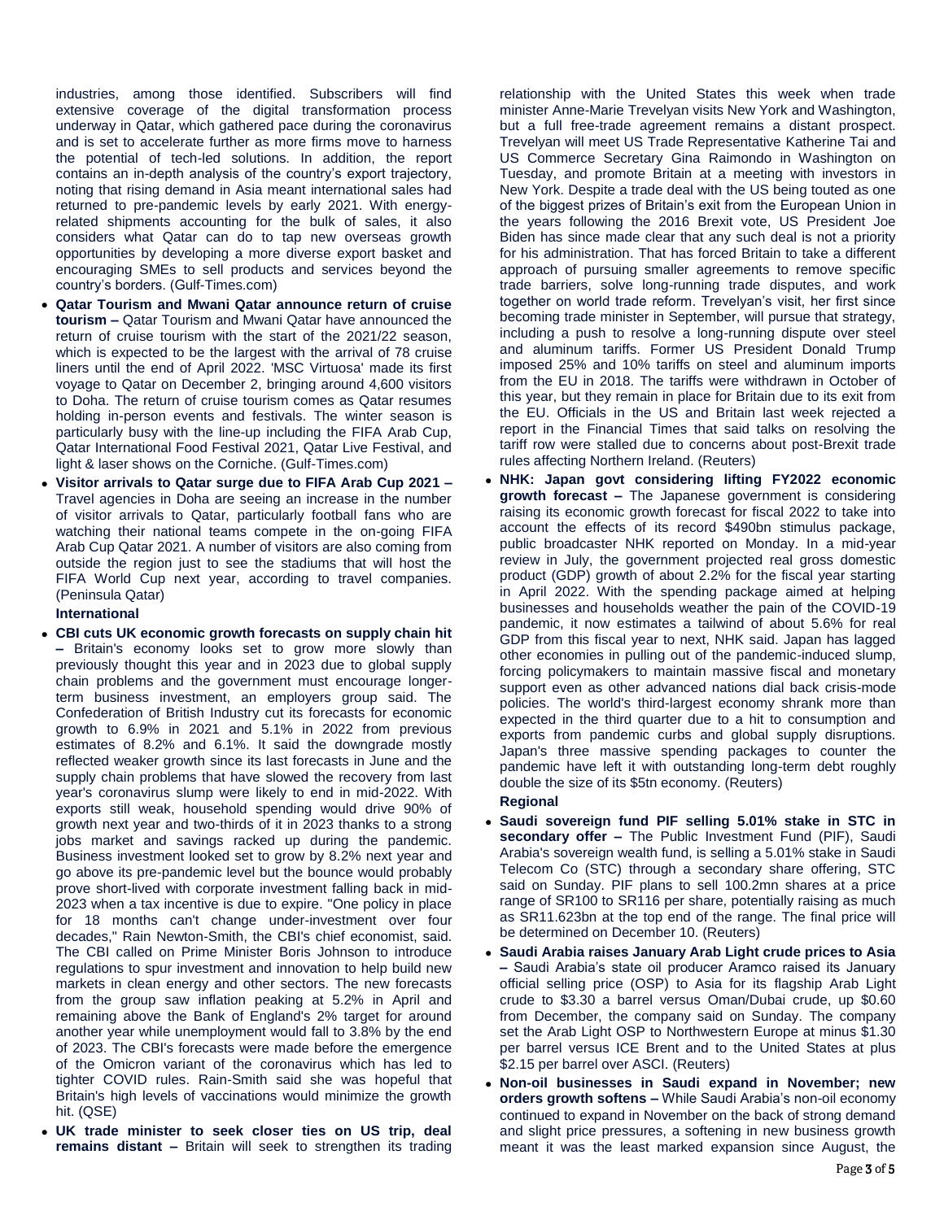industries, among those identified. Subscribers will find extensive coverage of the digital transformation process underway in Qatar, which gathered pace during the coronavirus and is set to accelerate further as more firms move to harness the potential of tech-led solutions. In addition, the report contains an in-depth analysis of the country's export trajectory, noting that rising demand in Asia meant international sales had returned to pre-pandemic levels by early 2021. With energy-related shipments accounting for the bulk of sales, it also considers what Qatar can do to tap new overseas growth opportunities by developing a more diverse export basket and encouraging SMEs to sell products and services beyond the country's borders. (Gulf-Times.com)

- **Qatar Tourism and Mwani Qatar announce return of cruise tourism –** Qatar Tourism and Mwani Qatar have announced the return of cruise tourism with the start of the 2021/22 season, which is expected to be the largest with the arrival of 78 cruise liners until the end of April 2022. 'MSC Virtuosa' made its first voyage to Qatar on December 2, bringing around 4,600 visitors to Doha. The return of cruise tourism comes as Qatar resumes holding in-person events and festivals. The winter season is particularly busy with the line-up including the FIFA Arab Cup, Qatar International Food Festival 2021, Qatar Live Festival, and light & laser shows on the Corniche. (Gulf-Times.com)
- **Visitor arrivals to Qatar surge due to FIFA Arab Cup 2021 –** Travel agencies in Doha are seeing an increase in the number of visitor arrivals to Qatar, particularly football fans who are watching their national teams compete in the on-going FIFA Arab Cup Qatar 2021. A number of visitors are also coming from outside the region just to see the stadiums that will host the FIFA World Cup next year, according to travel companies. (Peninsula Qatar)

**International**

- **CBI cuts UK economic growth forecasts on supply chain hit –** Britain's economy looks set to grow more slowly than previously thought this year and in 2023 due to global supply chain problems and the government must encourage longer-term business investment, an employers group said. The Confederation of British Industry cut its forecasts for economic growth to 6.9% in 2021 and 5.1% in 2022 from previous estimates of 8.2% and 6.1%. It said the downgrade mostly reflected weaker growth since its last forecasts in June and the supply chain problems that have slowed the recovery from last year's coronavirus slump were likely to end in mid-2022. With exports still weak, household spending would drive 90% of growth next year and two-thirds of it in 2023 thanks to a strong jobs market and savings racked up during the pandemic. Business investment looked set to grow by 8.2% next year and go above its pre-pandemic level but the bounce would probably prove short-lived with corporate investment falling back in mid-2023 when a tax incentive is due to expire. "One policy in place for 18 months can't change under-investment over four decades," Rain Newton-Smith, the CBI's chief economist, said. The CBI called on Prime Minister Boris Johnson to introduce regulations to spur investment and innovation to help build new markets in clean energy and other sectors. The new forecasts from the group saw inflation peaking at 5.2% in April and remaining above the Bank of England's 2% target for around another year while unemployment would fall to 3.8% by the end of 2023. The CBI's forecasts were made before the emergence of the Omicron variant of the coronavirus which has led to tighter COVID rules. Rain-Smith said she was hopeful that Britain's high levels of vaccinations would minimize the growth hit. (QSE)
- **UK trade minister to seek closer ties on US trip, deal remains distant –** Britain will seek to strengthen its trading relationship with the United States this week when trade minister Anne-Marie Trevelyan visits New York and Washington, but a full free-trade agreement remains a distant prospect. Trevelyan will meet US Trade Representative Katherine Tai and US Commerce Secretary Gina Raimondo in Washington on Tuesday, and promote Britain at a meeting with investors in New York. Despite a trade deal with the US being touted as one of the biggest prizes of Britain's exit from the European Union in the years following the 2016 Brexit vote, US President Joe Biden has since made clear that any such deal is not a priority for his administration. That has forced Britain to take a different approach of pursuing smaller agreements to remove specific trade barriers, solve long-running trade disputes, and work together on world trade reform. Trevelyan's visit, her first since becoming trade minister in September, will pursue that strategy, including a push to resolve a long-running dispute over steel and aluminum tariffs. Former US President Donald Trump imposed 25% and 10% tariffs on steel and aluminum imports from the EU in 2018. The tariffs were withdrawn in October of this year, but they remain in place for Britain due to its exit from the EU. Officials in the US and Britain last week rejected a report in the Financial Times that said talks on resolving the tariff row were stalled due to concerns about post-Brexit trade rules affecting Northern Ireland. (Reuters)
- **NHK: Japan govt considering lifting FY2022 economic growth forecast –** The Japanese government is considering raising its economic growth forecast for fiscal 2022 to take into account the effects of its record $490bn stimulus package, public broadcaster NHK reported on Monday. In a mid-year review in July, the government projected real gross domestic product (GDP) growth of about 2.2% for the fiscal year starting in April 2022. With the spending package aimed at helping businesses and households weather the pain of the COVID-19 pandemic, it now estimates a tailwind of about 5.6% for real GDP from this fiscal year to next, NHK said. Japan has lagged other economies in pulling out of the pandemic-induced slump, forcing policymakers to maintain massive fiscal and monetary support even as other advanced nations dial back crisis-mode policies. The world's third-largest economy shrank more than expected in the third quarter due to a hit to consumption and exports from pandemic curbs and global supply disruptions. Japan's three massive spending packages to counter the pandemic have left it with outstanding long-term debt roughly double the size of its $5tn economy. (Reuters)

**Regional**

- **Saudi sovereign fund PIF selling 5.01% stake in STC in secondary offer –** The Public Investment Fund (PIF), Saudi Arabia's sovereign wealth fund, is selling a 5.01% stake in Saudi Telecom Co (STC) through a secondary share offering, STC said on Sunday. PIF plans to sell 100.2mn shares at a price range of SR100 to SR116 per share, potentially raising as much as SR11.623bn at the top end of the range. The final price will be determined on December 10. (Reuters)
- **Saudi Arabia raises January Arab Light crude prices to Asia –** Saudi Arabia's state oil producer Aramco raised its January official selling price (OSP) to Asia for its flagship Arab Light crude to $3.30 a barrel versus Oman/Dubai crude, up $0.60 from December, the company said on Sunday. The company set the Arab Light OSP to Northwestern Europe at minus $1.30 per barrel versus ICE Brent and to the United States at plus $2.15 per barrel over ASCI. (Reuters)
- **Non-oil businesses in Saudi expand in November; new orders growth softens –** While Saudi Arabia's non-oil economy continued to expand in November on the back of strong demand and slight price pressures, a softening in new business growth meant it was the least marked expansion since August, the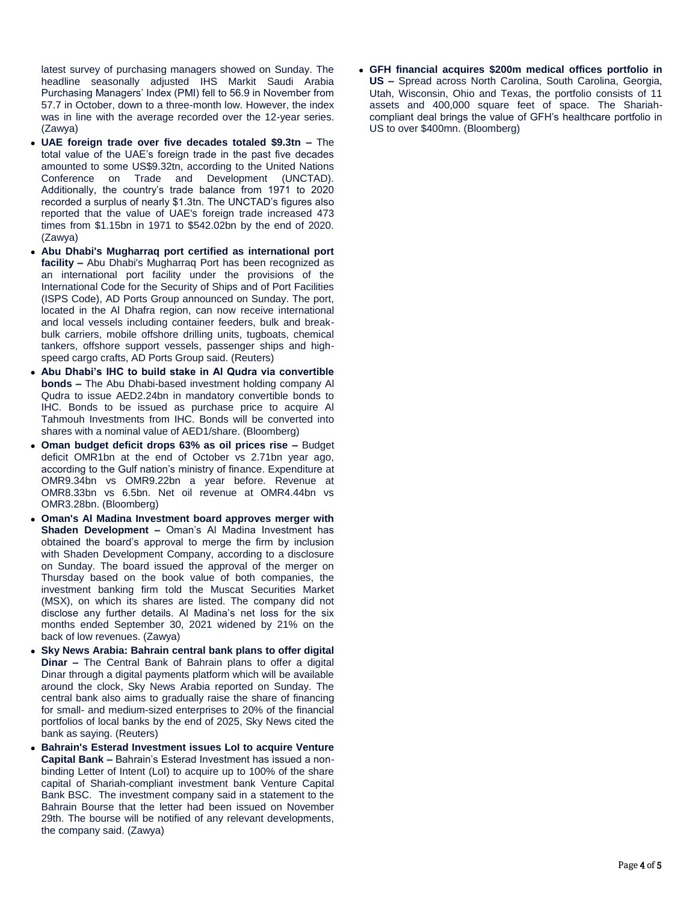latest survey of purchasing managers showed on Sunday. The headline seasonally adjusted IHS Markit Saudi Arabia Purchasing Managers' Index (PMI) fell to 56.9 in November from 57.7 in October, down to a three-month low. However, the index was in line with the average recorded over the 12-year series. (Zawya)

- **UAE foreign trade over five decades totaled $9.3tn –** The total value of the UAE's foreign trade in the past five decades amounted to some US$9.32tn, according to the United Nations Conference on Trade and Development (UNCTAD). Additionally, the country's trade balance from 1971 to 2020 recorded a surplus of nearly $1.3tn. The UNCTAD's figures also reported that the value of UAE's foreign trade increased 473 times from $1.15bn in 1971 to $542.02bn by the end of 2020. (Zawya)
- **Abu Dhabi's Mugharraq port certified as international port facility –** Abu Dhabi's Mugharraq Port has been recognized as an international port facility under the provisions of the International Code for the Security of Ships and of Port Facilities (ISPS Code), AD Ports Group announced on Sunday. The port, located in the Al Dhafra region, can now receive international and local vessels including container feeders, bulk and break-bulk carriers, mobile offshore drilling units, tugboats, chemical tankers, offshore support vessels, passenger ships and high-speed cargo crafts, AD Ports Group said. (Reuters)
- **Abu Dhabi's IHC to build stake in Al Qudra via convertible bonds –** The Abu Dhabi-based investment holding company Al Qudra to issue AED2.24bn in mandatory convertible bonds to IHC. Bonds to be issued as purchase price to acquire Al Tahmouh Investments from IHC. Bonds will be converted into shares with a nominal value of AED1/share. (Bloomberg)
- **Oman budget deficit drops 63% as oil prices rise –** Budget deficit OMR1bn at the end of October vs 2.71bn year ago, according to the Gulf nation's ministry of finance. Expenditure at OMR9.34bn vs OMR9.22bn a year before. Revenue at OMR8.33bn vs 6.5bn. Net oil revenue at OMR4.44bn vs OMR3.28bn. (Bloomberg)
- **Oman's Al Madina Investment board approves merger with Shaden Development –** Oman's Al Madina Investment has obtained the board's approval to merge the firm by inclusion with Shaden Development Company, according to a disclosure on Sunday. The board issued the approval of the merger on Thursday based on the book value of both companies, the investment banking firm told the Muscat Securities Market (MSX), on which its shares are listed. The company did not disclose any further details. Al Madina's net loss for the six months ended September 30, 2021 widened by 21% on the back of low revenues. (Zawya)
- **Sky News Arabia: Bahrain central bank plans to offer digital Dinar –** The Central Bank of Bahrain plans to offer a digital Dinar through a digital payments platform which will be available around the clock, Sky News Arabia reported on Sunday. The central bank also aims to gradually raise the share of financing for small- and medium-sized enterprises to 20% of the financial portfolios of local banks by the end of 2025, Sky News cited the bank as saying. (Reuters)
- **Bahrain's Esterad Investment issues LoI to acquire Venture Capital Bank –** Bahrain's Esterad Investment has issued a non-binding Letter of Intent (LoI) to acquire up to 100% of the share capital of Shariah-compliant investment bank Venture Capital Bank BSC. The investment company said in a statement to the Bahrain Bourse that the letter had been issued on November 29th. The bourse will be notified of any relevant developments, the company said. (Zawya)
- **GFH financial acquires $200m medical offices portfolio in US –** Spread across North Carolina, South Carolina, Georgia, Utah, Wisconsin, Ohio and Texas, the portfolio consists of 11 assets and 400,000 square feet of space. The Shariah-compliant deal brings the value of GFH's healthcare portfolio in US to over $400mn. (Bloomberg)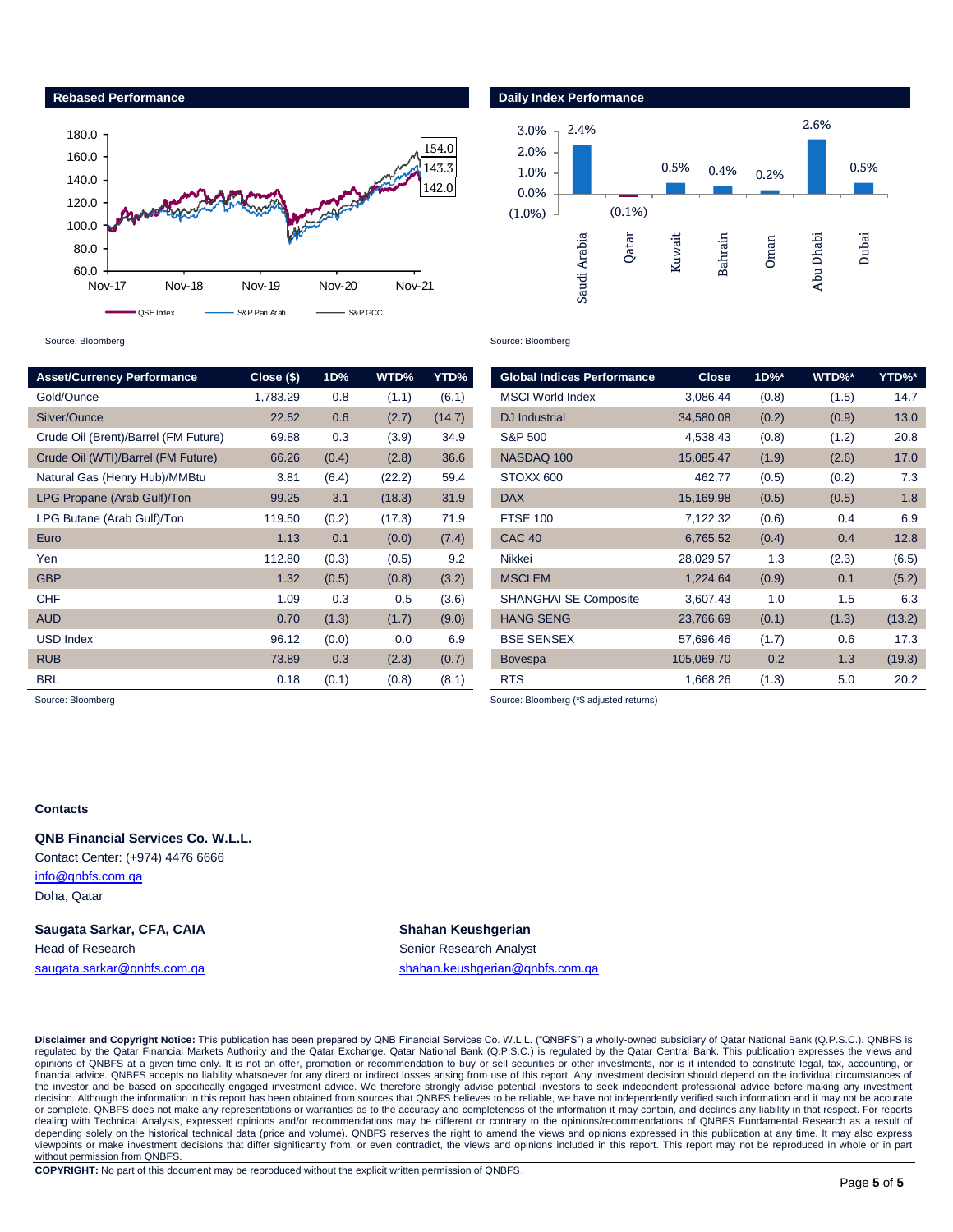**Rebased Performance**

180.0
160.0
140.0
120.0
100.0
80.0
60.0

Nov-17 Nov-18 Nov-19 Nov-20 Nov-21

154.0
143.3
142.0

QSE Index — S&P Pan Arab — S&P GCC

Source: Bloomberg

**Daily Index Performance**

3.0%
2.0%
1.0%
0.0%
(1.0%)

2.4% (0.1%) 0.5% 0.4% 0.2% 2.6% 0.5%

Saudi Arabia, Qatar, Kuwait, Bahrain, Oman, Abu Dhabi, Dubai

Source: Bloomberg

| Asset/Currency Performance | Close ($) | 1D% | WTD% | YTD% |
|---|---|---|---|---|
| Gold/Ounce | 1,783.29 | 0.8 | (1.1) | (6.1) |
| Silver/Ounce | 22.52 | 0.6 | (2.7) | (14.7) |
| Crude Oil (Brent)/Barrel (FM Future) | 69.88 | 0.3 | (3.9) | 34.9 |
| Crude Oil (WTI)/Barrel (FM Future) | 66.26 | (0.4) | (2.8) | 36.6 |
| Natural Gas (Henry Hub)/MMBtu | 3.81 | (6.4) | (22.2) | 59.4 |
| LPG Propane (Arab Gulf)/Ton | 99.25 | 3.1 | (18.3) | 31.9 |
| LPG Butane (Arab Gulf)/Ton | 119.50 | (0.2) | (17.3) | 71.9 |
| Euro | 1.13 | 0.1 | (0.0) | (7.4) |
| Yen | 112.80 | (0.3) | (0.5) | 9.2 |
| GBP | 1.32 | (0.5) | (0.8) | (3.2) |
| CHF | 1.09 | 0.3 | 0.5 | (3.6) |
| AUD | 0.70 | (1.3) | (1.7) | (9.0) |
| USD Index | 96.12 | (0.0) | 0.0 | 6.9 |
| RUB | 73.89 | 0.3 | (2.3) | (0.7) |
| BRL | 0.18 | (0.1) | (0.8) | (8.1) |

Source: Bloomberg

| Global Indices Performance | Close | 1D%* | WTD%* | YTD%* |
|---|---|---|---|---|
| MSCI World Index | 3,086.44 | (0.8) | (1.5) | 14.7 |
| DJ Industrial | 34,580.08 | (0.2) | (0.9) | 13.0 |
| S&P 500 | 4,538.43 | (0.8) | (1.2) | 20.8 |
| NASDAQ 100 | 15,085.47 | (1.9) | (2.6) | 17.0 |
| STOXX 600 | 462.77 | (0.5) | (0.2) | 7.3 |
| DAX | 15,169.98 | (0.5) | (0.5) | 1.8 |
| FTSE 100 | 7,122.32 | (0.6) | 0.4 | 6.9 |
| CAC 40 | 6,765.52 | (0.4) | 0.4 | 12.8 |
| Nikkei | 28,029.57 | 1.3 | (2.3) | (6.5) |
| MSCI EM | 1,224.64 | (0.9) | 0.1 | (5.2) |
| SHANGHAI SE Composite | 3,607.43 | 1.0 | 1.5 | 6.3 |
| HANG SENG | 23,766.69 | (0.1) | (1.3) | (13.2) |
| BSE SENSEX | 57,696.46 | (1.7) | 0.6 | 17.3 |
| Bovespa | 105,069.70 | 0.2 | 1.3 | (19.3) |
| RTS | 1,668.26 | (1.3) | 5.0 | 20.2 |

Source: Bloomberg (*$ adjusted returns)

**Contacts**

**QNB Financial Services Co. W.L.L.**
Contact Center: (+974) 4476 6666
info@qnbfs.com.qa
Doha, Qatar

**Saugata Sarkar, CFA, CAIA**
Head of Research
saugata.sarkar@qnbfs.com.qa

**Shahan Keushgerian**
Senior Research Analyst
shahan.keushgerian@qnbfs.com.qa

**Disclaimer and Copyright Notice:** This publication has been prepared by QNB Financial Services Co. W.L.L. ("QNBFS") a wholly-owned subsidiary of Qatar National Bank (Q.P.S.C.). QNBFS is regulated by the Qatar Financial Markets Authority and the Qatar Exchange. Qatar National Bank (Q.P.S.C.) is regulated by the Qatar Central Bank. This publication expresses the views and opinions of QNBFS at a given time only. It is not an offer, promotion or recommendation to buy or sell securities or other investments, nor is it intended to constitute legal, tax, accounting, or financial advice. QNBFS accepts no liability whatsoever for any direct or indirect losses arising from use of this report. Any investment decision should depend on the individual circumstances of the investor and be based on specifically engaged investment advice. We therefore strongly advise potential investors to seek independent professional advice before making any investment decision. Although the information in this report has been obtained from sources that QNBFS believes to be reliable, we have not independently verified such information and it may not be accurate or complete. QNBFS does not make any representations or warranties as to the accuracy and completeness of the information it may contain, and declines any liability in that respect. For reports dealing with Technical Analysis, expressed opinions and/or recommendations may be different or contrary to the opinions/recommendations of QNBFS Fundamental Research as a result of depending solely on the historical technical data (price and volume). QNBFS reserves the right to amend the views and opinions expressed in this publication at any time. It may also express viewpoints or make investment decisions that differ significantly from, or even contradict, the views and opinions included in this report. This report may not be reproduced in whole or in part without permission from QNBFS.

**COPYRIGHT:** No part of this document may be reproduced without the explicit written permission of QNBFS.